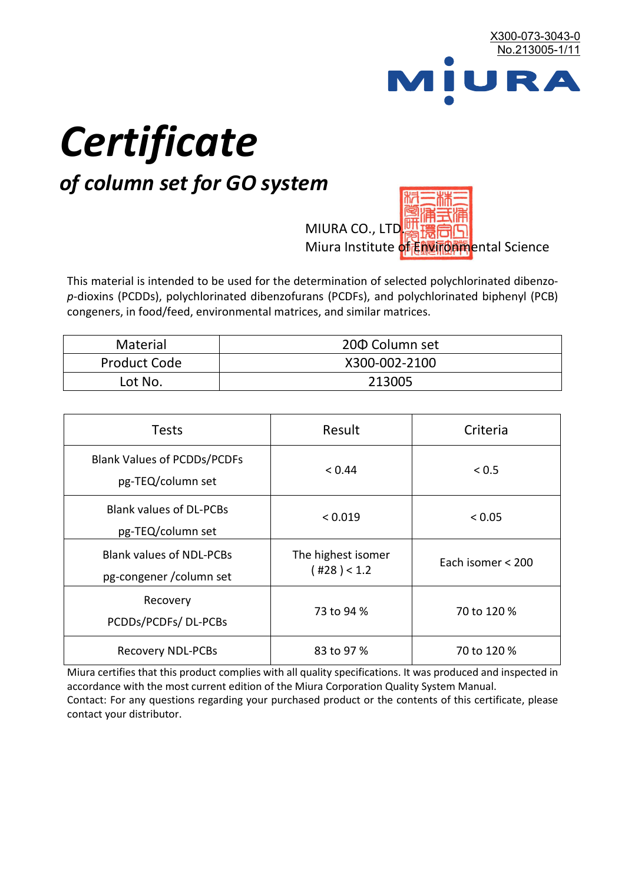X300-073-3043-0
No.213005-1/11

MIURA

# *Certificate*

## *of column set for GO system*

MIURA CO., LTD.
Miura Institute of Environmental Science

This material is intended to be used for the determination of selected polychlorinated dibenzo-*p*-dioxins (PCDDs), polychlorinated dibenzofurans (PCDFs), and polychlorinated biphenyl (PCB) congeners, in food/feed, environmental matrices, and similar matrices.

| Material | 20Φ Column set |
|---|---|
| Product Code | X300-002-2100 |
| Lot No. | 213005 |

| Tests | Result | Criteria |
|---|---|---|
| Blank Values of PCDDs/PCDFs pg-TEQ/column set | < 0.44 | < 0.5 |
| Blank values of DL-PCBs pg-TEQ/column set | < 0.019 | < 0.05 |
| Blank values of NDL-PCBs pg-congener /column set | The highest isomer ( #28 ) < 1.2 | Each isomer < 200 |
| Recovery PCDDs/PCDFs/ DL-PCBs | 73 to 94 % | 70 to 120 % |
| Recovery NDL-PCBs | 83 to 97 % | 70 to 120 % |

Miura certifies that this product complies with all quality specifications. It was produced and inspected in accordance with the most current edition of the Miura Corporation Quality System Manual.
Contact: For any questions regarding your purchased product or the contents of this certificate, please contact your distributor.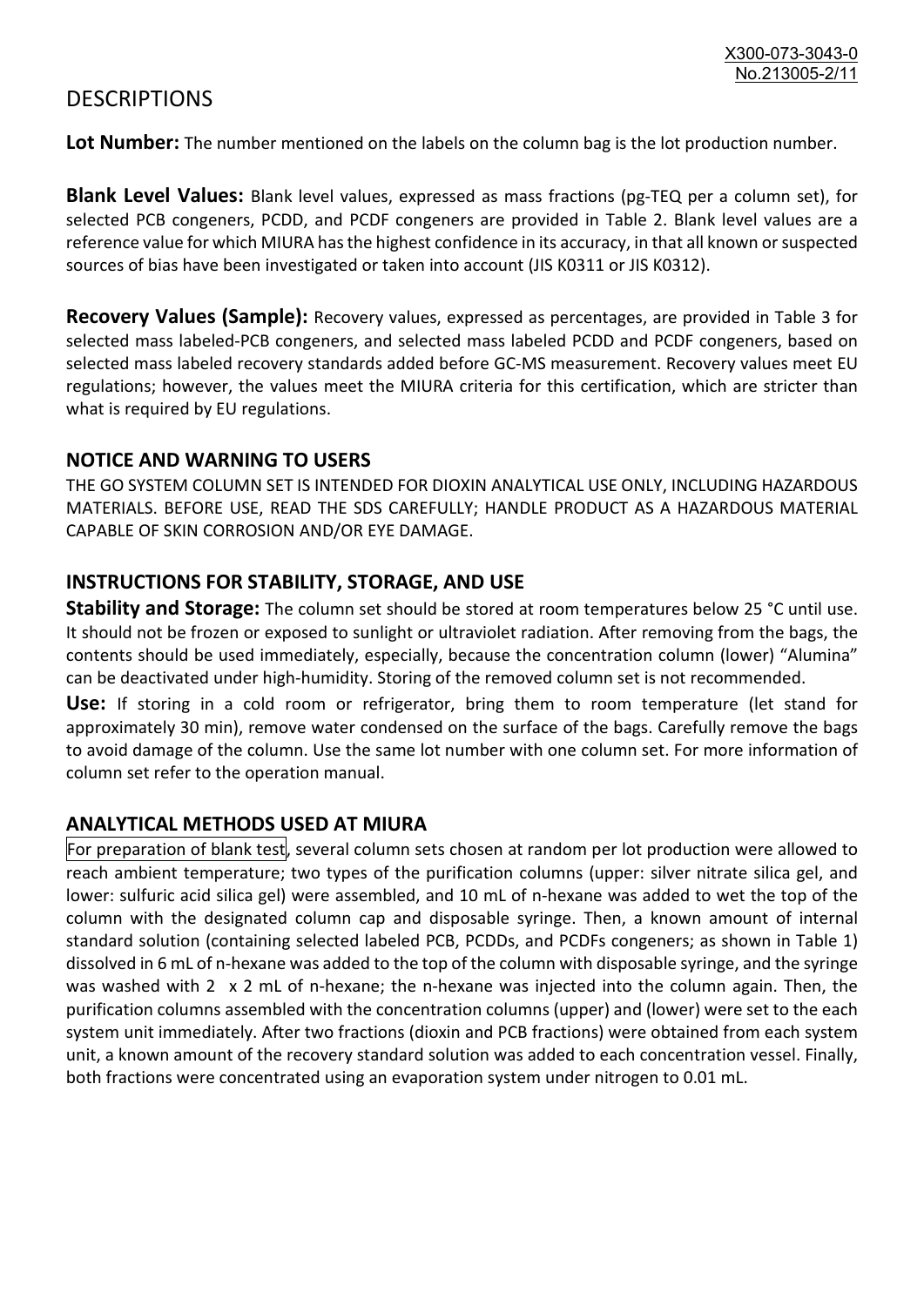# DESCRIPTIONS

**Lot Number:** The number mentioned on the labels on the column bag is the lot production number.

**Blank Level Values:** Blank level values, expressed as mass fractions (pg-TEQ per a column set), for selected PCB congeners, PCDD, and PCDF congeners are provided in Table 2. Blank level values are a reference value for which MIURA has the highest confidence in its accuracy, in that all known or suspected sources of bias have been investigated or taken into account (JIS K0311 or JIS K0312).

**Recovery Values (Sample):** Recovery values, expressed as percentages, are provided in Table 3 for selected mass labeled-PCB congeners, and selected mass labeled PCDD and PCDF congeners, based on selected mass labeled recovery standards added before GC-MS measurement. Recovery values meet EU regulations; however, the values meet the MIURA criteria for this certification, which are stricter than what is required by EU regulations.

## NOTICE AND WARNING TO USERS

THE GO SYSTEM COLUMN SET IS INTENDED FOR DIOXIN ANALYTICAL USE ONLY, INCLUDING HAZARDOUS MATERIALS. BEFORE USE, READ THE SDS CAREFULLY; HANDLE PRODUCT AS A HAZARDOUS MATERIAL CAPABLE OF SKIN CORROSION AND/OR EYE DAMAGE.

## INSTRUCTIONS FOR STABILITY, STORAGE, AND USE

**Stability and Storage:** The column set should be stored at room temperatures below 25 °C until use. It should not be frozen or exposed to sunlight or ultraviolet radiation. After removing from the bags, the contents should be used immediately, especially, because the concentration column (lower) "Alumina" can be deactivated under high-humidity. Storing of the removed column set is not recommended.

**Use:** If storing in a cold room or refrigerator, bring them to room temperature (let stand for approximately 30 min), remove water condensed on the surface of the bags. Carefully remove the bags to avoid damage of the column. Use the same lot number with one column set. For more information of column set refer to the operation manual.

## ANALYTICAL METHODS USED AT MIURA

For preparation of blank test, several column sets chosen at random per lot production were allowed to reach ambient temperature; two types of the purification columns (upper: silver nitrate silica gel, and lower: sulfuric acid silica gel) were assembled, and 10 mL of n-hexane was added to wet the top of the column with the designated column cap and disposable syringe. Then, a known amount of internal standard solution (containing selected labeled PCB, PCDDs, and PCDFs congeners; as shown in Table 1) dissolved in 6 mL of n-hexane was added to the top of the column with disposable syringe, and the syringe was washed with 2 x 2 mL of n-hexane; the n-hexane was injected into the column again. Then, the purification columns assembled with the concentration columns (upper) and (lower) were set to the each system unit immediately. After two fractions (dioxin and PCB fractions) were obtained from each system unit, a known amount of the recovery standard solution was added to each concentration vessel. Finally, both fractions were concentrated using an evaporation system under nitrogen to 0.01 mL.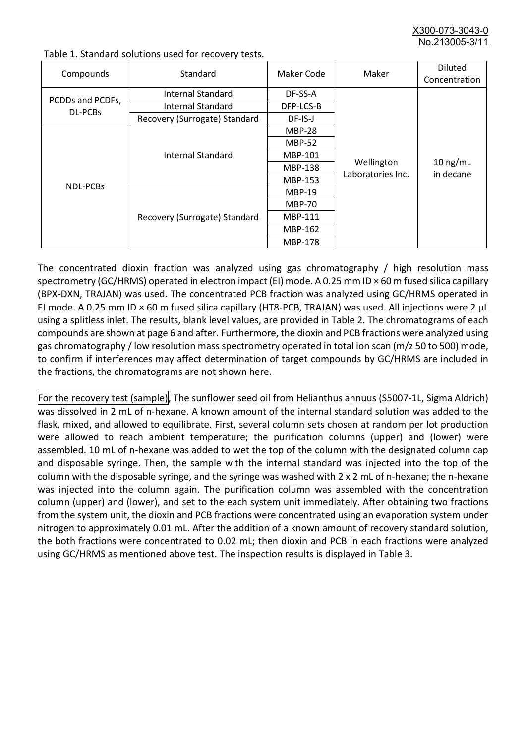Table 1. Standard solutions used for recovery tests.

| Compounds | Standard | Maker Code | Maker | Diluted Concentration |
|---|---|---|---|---|
| PCDDs and PCDFs, DL-PCBs | Internal Standard | DF-SS-A | Wellington Laboratories Inc. | 10 ng/mL in decane |
| | Internal Standard | DFP-LCS-B | | |
| | Recovery (Surrogate) Standard | DF-IS-J | | |
| NDL-PCBs | Internal Standard | MBP-28 | | |
| | | MBP-52 | | |
| | | MBP-101 | | |
| | | MBP-138 | | |
| | | MBP-153 | | |
| | Recovery (Surrogate) Standard | MBP-19 | | |
| | | MBP-70 | | |
| | | MBP-111 | | |
| | | MBP-162 | | |
| | | MBP-178 | | |

The concentrated dioxin fraction was analyzed using gas chromatography / high resolution mass spectrometry (GC/HRMS) operated in electron impact (EI) mode. A 0.25 mm ID × 60 m fused silica capillary (BPX-DXN, TRAJAN) was used. The concentrated PCB fraction was analyzed using GC/HRMS operated in EI mode. A 0.25 mm ID × 60 m fused silica capillary (HT8-PCB, TRAJAN) was used. All injections were 2 µL using a splitless inlet. The results, blank level values, are provided in Table 2. The chromatograms of each compounds are shown at page 6 and after. Furthermore, the dioxin and PCB fractions were analyzed using gas chromatography / low resolution mass spectrometry operated in total ion scan (m/z 50 to 500) mode, to confirm if interferences may affect determination of target compounds by GC/HRMS are included in the fractions, the chromatograms are not shown here.

For the recovery test (sample), The sunflower seed oil from Helianthus annuus (S5007-1L, Sigma Aldrich) was dissolved in 2 mL of n-hexane. A known amount of the internal standard solution was added to the flask, mixed, and allowed to equilibrate. First, several column sets chosen at random per lot production were allowed to reach ambient temperature; the purification columns (upper) and (lower) were assembled. 10 mL of n-hexane was added to wet the top of the column with the designated column cap and disposable syringe. Then, the sample with the internal standard was injected into the top of the column with the disposable syringe, and the syringe was washed with 2 x 2 mL of n-hexane; the n-hexane was injected into the column again. The purification column was assembled with the concentration column (upper) and (lower), and set to the each system unit immediately. After obtaining two fractions from the system unit, the dioxin and PCB fractions were concentrated using an evaporation system under nitrogen to approximately 0.01 mL. After the addition of a known amount of recovery standard solution, the both fractions were concentrated to 0.02 mL; then dioxin and PCB in each fractions were analyzed using GC/HRMS as mentioned above test. The inspection results is displayed in Table 3.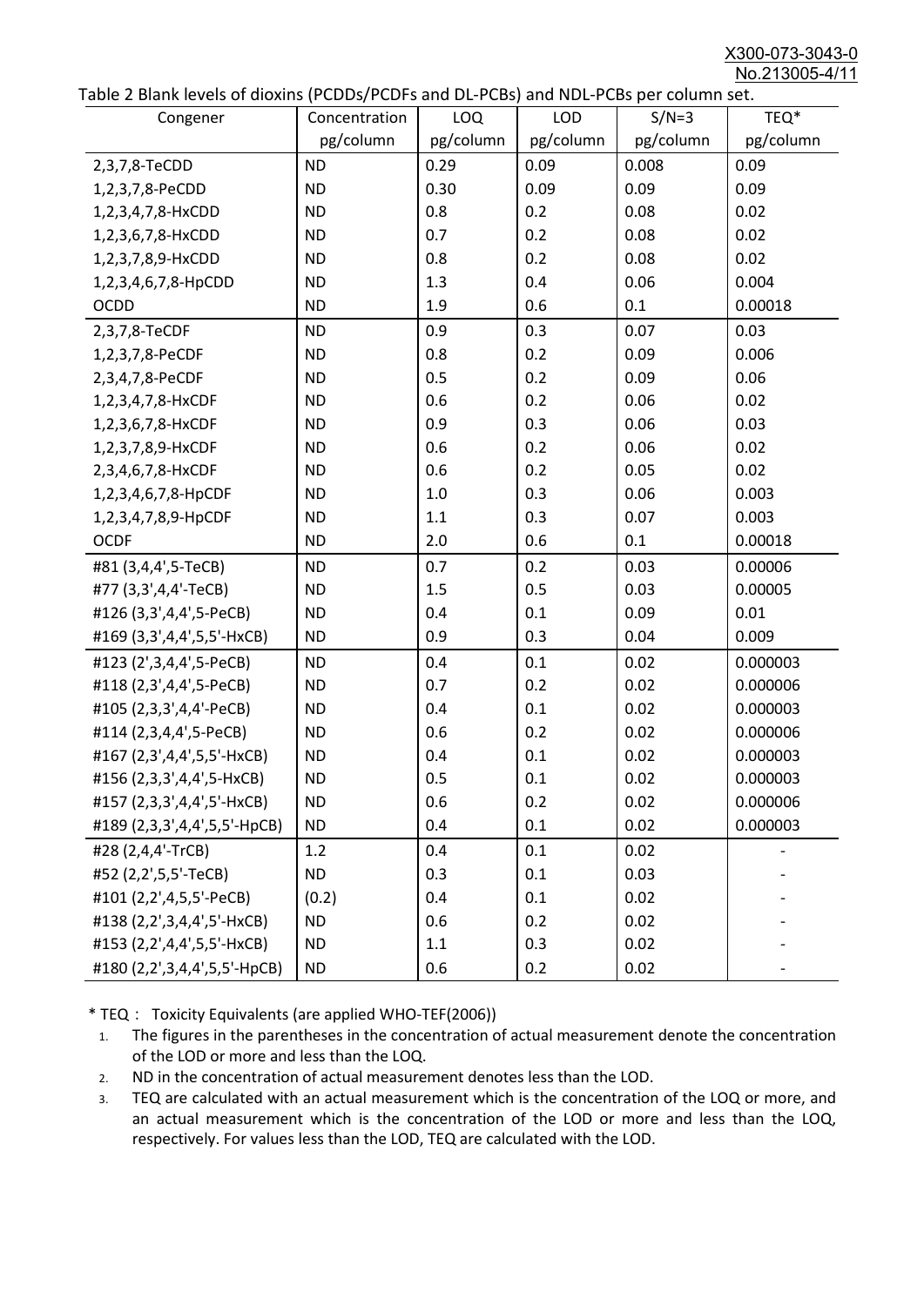Table 2 Blank levels of dioxins (PCDDs/PCDFs and DL-PCBs) and NDL-PCBs per column set.

| Congener | Concentration pg/column | LOQ pg/column | LOD pg/column | S/N=3 pg/column | TEQ* pg/column |
|---|---|---|---|---|---|
| 2,3,7,8-TeCDD | ND | 0.29 | 0.09 | 0.008 | 0.09 |
| 1,2,3,7,8-PeCDD | ND | 0.30 | 0.09 | 0.09 | 0.09 |
| 1,2,3,4,7,8-HxCDD | ND | 0.8 | 0.2 | 0.08 | 0.02 |
| 1,2,3,6,7,8-HxCDD | ND | 0.7 | 0.2 | 0.08 | 0.02 |
| 1,2,3,7,8,9-HxCDD | ND | 0.8 | 0.2 | 0.08 | 0.02 |
| 1,2,3,4,6,7,8-HpCDD | ND | 1.3 | 0.4 | 0.06 | 0.004 |
| OCDD | ND | 1.9 | 0.6 | 0.1 | 0.00018 |
| 2,3,7,8-TeCDF | ND | 0.9 | 0.3 | 0.07 | 0.03 |
| 1,2,3,7,8-PeCDF | ND | 0.8 | 0.2 | 0.09 | 0.006 |
| 2,3,4,7,8-PeCDF | ND | 0.5 | 0.2 | 0.09 | 0.06 |
| 1,2,3,4,7,8-HxCDF | ND | 0.6 | 0.2 | 0.06 | 0.02 |
| 1,2,3,6,7,8-HxCDF | ND | 0.9 | 0.3 | 0.06 | 0.03 |
| 1,2,3,7,8,9-HxCDF | ND | 0.6 | 0.2 | 0.06 | 0.02 |
| 2,3,4,6,7,8-HxCDF | ND | 0.6 | 0.2 | 0.05 | 0.02 |
| 1,2,3,4,6,7,8-HpCDF | ND | 1.0 | 0.3 | 0.06 | 0.003 |
| 1,2,3,4,7,8,9-HpCDF | ND | 1.1 | 0.3 | 0.07 | 0.003 |
| OCDF | ND | 2.0 | 0.6 | 0.1 | 0.00018 |
| #81 (3,4,4',5-TeCB) | ND | 0.7 | 0.2 | 0.03 | 0.00006 |
| #77 (3,3',4,4'-TeCB) | ND | 1.5 | 0.5 | 0.03 | 0.00005 |
| #126 (3,3',4,4',5-PeCB) | ND | 0.4 | 0.1 | 0.09 | 0.01 |
| #169 (3,3',4,4',5,5'-HxCB) | ND | 0.9 | 0.3 | 0.04 | 0.009 |
| #123 (2',3,4,4',5-PeCB) | ND | 0.4 | 0.1 | 0.02 | 0.000003 |
| #118 (2,3',4,4',5-PeCB) | ND | 0.7 | 0.2 | 0.02 | 0.000006 |
| #105 (2,3,3',4,4'-PeCB) | ND | 0.4 | 0.1 | 0.02 | 0.000003 |
| #114 (2,3,4,4',5-PeCB) | ND | 0.6 | 0.2 | 0.02 | 0.000006 |
| #167 (2,3',4,4',5,5'-HxCB) | ND | 0.4 | 0.1 | 0.02 | 0.000003 |
| #156 (2,3,3',4,4',5-HxCB) | ND | 0.5 | 0.1 | 0.02 | 0.000003 |
| #157 (2,3,3',4,4',5'-HxCB) | ND | 0.6 | 0.2 | 0.02 | 0.000006 |
| #189 (2,3,3',4,4',5,5'-HpCB) | ND | 0.4 | 0.1 | 0.02 | 0.000003 |
| #28 (2,4,4'-TrCB) | 1.2 | 0.4 | 0.1 | 0.02 | - |
| #52 (2,2',5,5'-TeCB) | ND | 0.3 | 0.1 | 0.03 | - |
| #101 (2,2',4,5,5'-PeCB) | (0.2) | 0.4 | 0.1 | 0.02 | - |
| #138 (2,2',3,4,4',5'-HxCB) | ND | 0.6 | 0.2 | 0.02 | - |
| #153 (2,2',4,4',5,5'-HxCB) | ND | 1.1 | 0.3 | 0.02 | - |
| #180 (2,2',3,4,4',5,5'-HpCB) | ND | 0.6 | 0.2 | 0.02 | - |

\* TEQ： Toxicity Equivalents (are applied WHO-TEF(2006))

1. The figures in the parentheses in the concentration of actual measurement denote the concentration of the LOD or more and less than the LOQ.
2. ND in the concentration of actual measurement denotes less than the LOD.
3. TEQ are calculated with an actual measurement which is the concentration of the LOQ or more, and an actual measurement which is the concentration of the LOD or more and less than the LOQ, respectively. For values less than the LOD, TEQ are calculated with the LOD.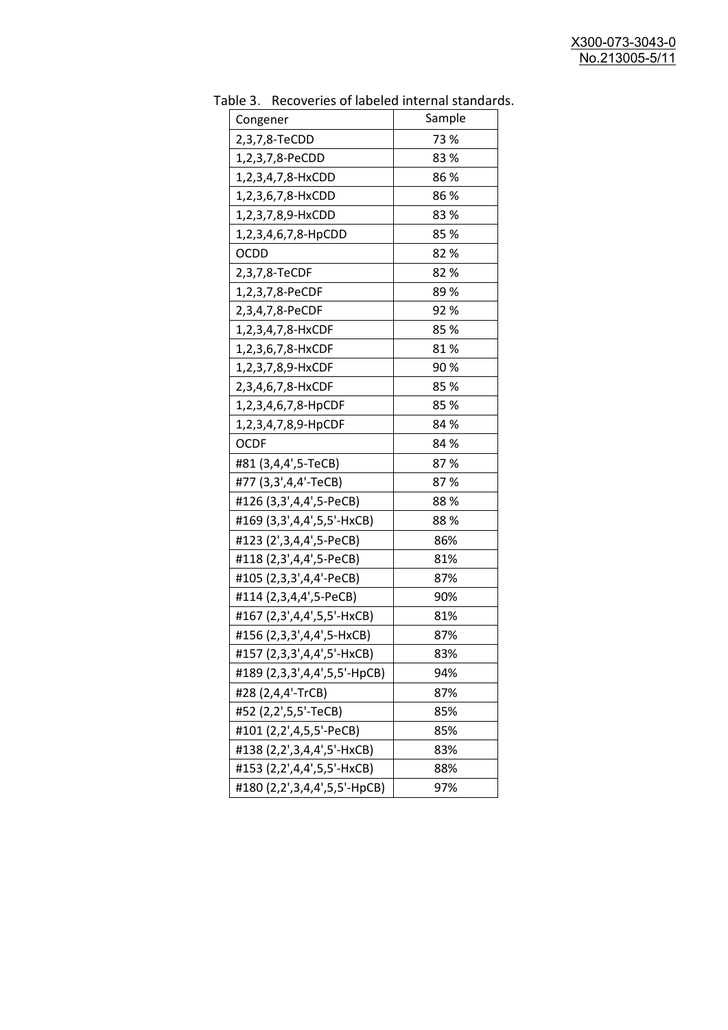Table 3. Recoveries of labeled internal standards.

| Congener | Sample |
|---|---|
| 2,3,7,8-TeCDD | 73 % |
| 1,2,3,7,8-PeCDD | 83 % |
| 1,2,3,4,7,8-HxCDD | 86 % |
| 1,2,3,6,7,8-HxCDD | 86 % |
| 1,2,3,7,8,9-HxCDD | 83 % |
| 1,2,3,4,6,7,8-HpCDD | 85 % |
| OCDD | 82 % |
| 2,3,7,8-TeCDF | 82 % |
| 1,2,3,7,8-PeCDF | 89 % |
| 2,3,4,7,8-PeCDF | 92 % |
| 1,2,3,4,7,8-HxCDF | 85 % |
| 1,2,3,6,7,8-HxCDF | 81 % |
| 1,2,3,7,8,9-HxCDF | 90 % |
| 2,3,4,6,7,8-HxCDF | 85 % |
| 1,2,3,4,6,7,8-HpCDF | 85 % |
| 1,2,3,4,7,8,9-HpCDF | 84 % |
| OCDF | 84 % |
| #81 (3,4,4',5-TeCB) | 87 % |
| #77 (3,3',4,4'-TeCB) | 87 % |
| #126 (3,3',4,4',5-PeCB) | 88 % |
| #169 (3,3',4,4',5,5'-HxCB) | 88 % |
| #123 (2',3,4,4',5-PeCB) | 86% |
| #118 (2,3',4,4',5-PeCB) | 81% |
| #105 (2,3,3',4,4'-PeCB) | 87% |
| #114 (2,3,4,4',5-PeCB) | 90% |
| #167 (2,3',4,4',5,5'-HxCB) | 81% |
| #156 (2,3,3',4,4',5-HxCB) | 87% |
| #157 (2,3,3',4,4',5'-HxCB) | 83% |
| #189 (2,3,3',4,4',5,5'-HpCB) | 94% |
| #28 (2,4,4'-TrCB) | 87% |
| #52 (2,2',5,5'-TeCB) | 85% |
| #101 (2,2',4,5,5'-PeCB) | 85% |
| #138 (2,2',3,4,4',5'-HxCB) | 83% |
| #153 (2,2',4,4',5,5'-HxCB) | 88% |
| #180 (2,2',3,4,4',5,5'-HpCB) | 97% |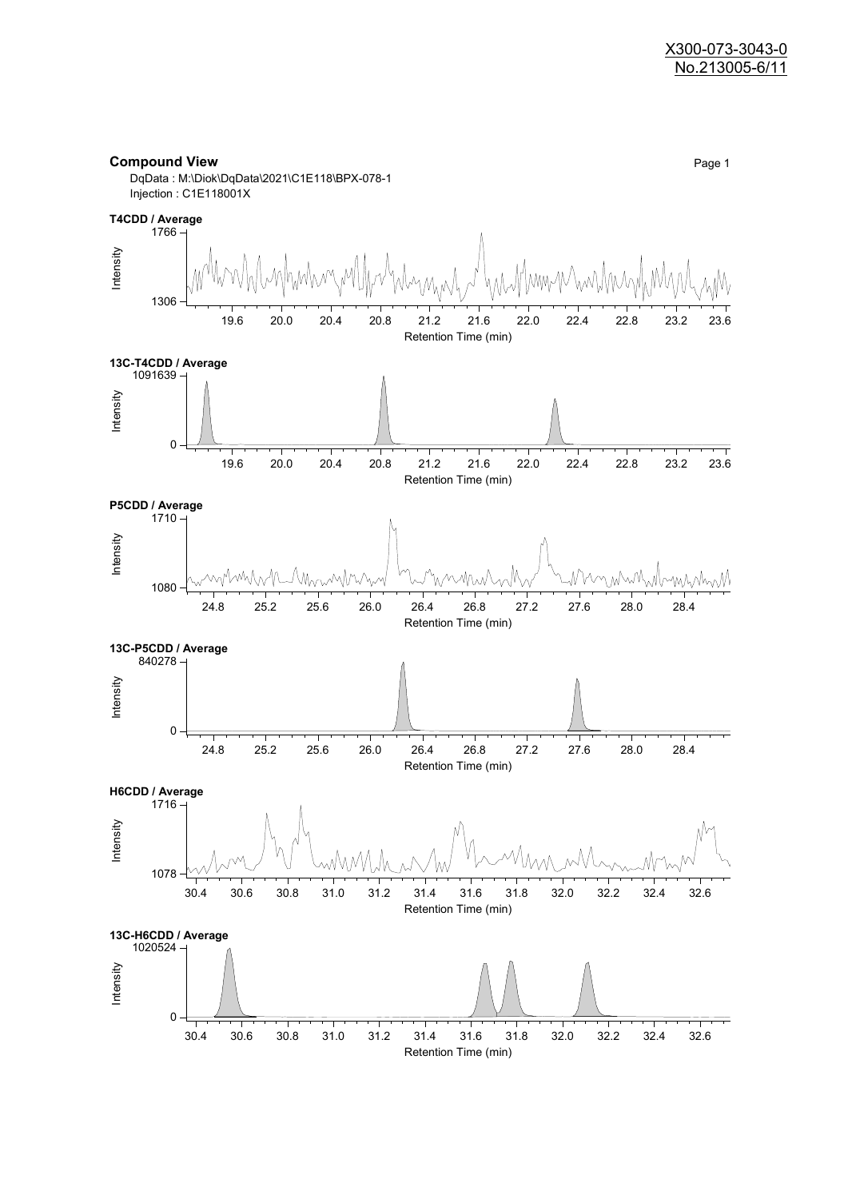X300-073-3043-0
No.213005-6/11

**Compound View**

DqData : M:\Diok\DqData\2021\C1E118\BPX-078-1
Injection : C1E118001X

**T4CDD / Average**

Intensity: 1306 – 1766
Retention Time (min): 19.6, 20.0, 20.4, 20.8, 21.2, 21.6, 22.0, 22.4, 22.8, 23.2, 23.6

**13C-T4CDD / Average**

Intensity: 0 – 1091639
Retention Time (min): 19.6, 20.0, 20.4, 20.8, 21.2, 21.6, 22.0, 22.4, 22.8, 23.2, 23.6

**P5CDD / Average**

Intensity: 1080 – 1710
Retention Time (min): 24.8, 25.2, 25.6, 26.0, 26.4, 26.8, 27.2, 27.6, 28.0, 28.4

**13C-P5CDD / Average**

Intensity: 0 – 840278
Retention Time (min): 24.8, 25.2, 25.6, 26.0, 26.4, 26.8, 27.2, 27.6, 28.0, 28.4

**H6CDD / Average**

Intensity: 1078 – 1716
Retention Time (min): 30.4, 30.6, 30.8, 31.0, 31.2, 31.4, 31.6, 31.8, 32.0, 32.2, 32.4, 32.6

**13C-H6CDD / Average**

Intensity: 0 – 1020524
Retention Time (min): 30.4, 30.6, 30.8, 31.0, 31.2, 31.4, 31.6, 31.8, 32.0, 32.2, 32.4, 32.6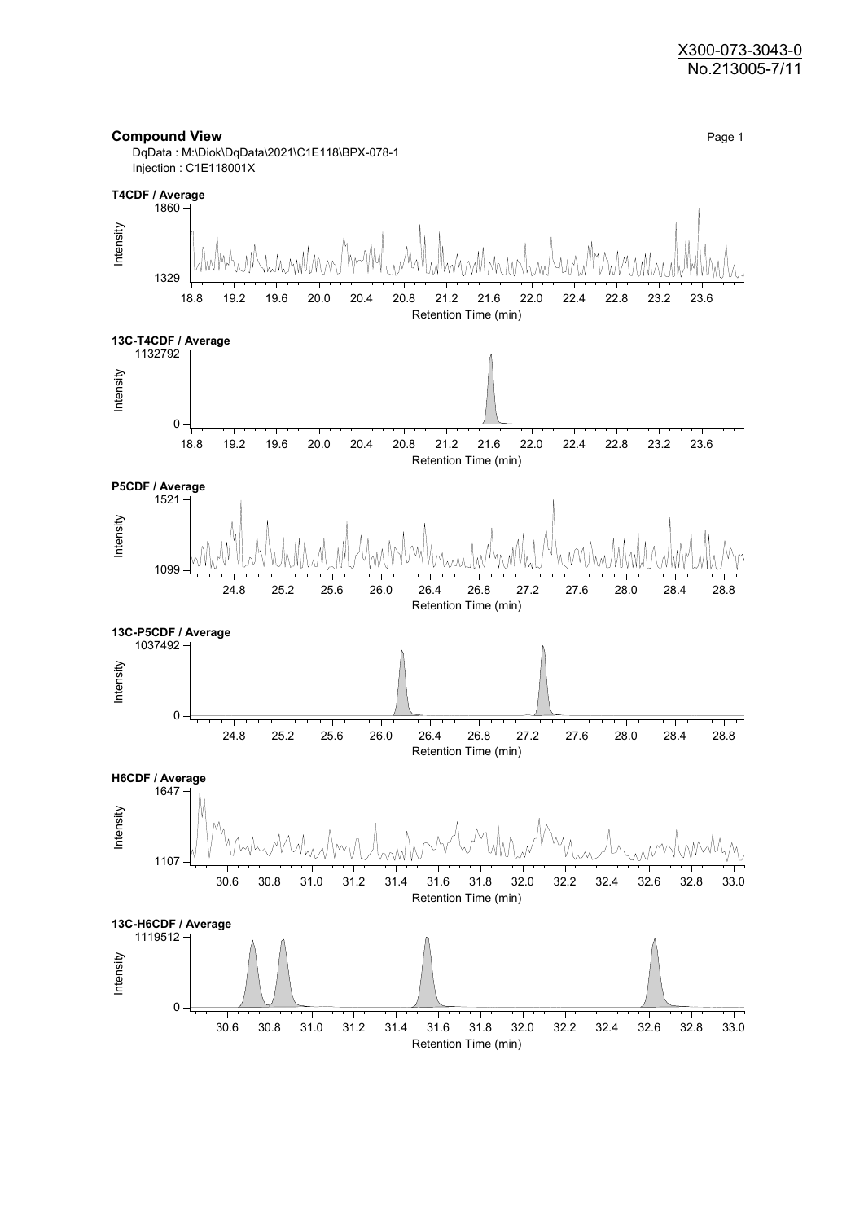X300-073-3043-0
No.213005-7/11

## Compound View

DqData : M:\Diok\DqData\2021\C1E118\BPX-078-1
Injection : C1E118001X

**T4CDF / Average**

Intensity: 1329 – 1860
Retention Time (min): 18.8, 19.2, 19.6, 20.0, 20.4, 20.8, 21.2, 21.6, 22.0, 22.4, 22.8, 23.2, 23.6

**13C-T4CDF / Average**

Intensity: 0 – 1132792
Retention Time (min): 18.8, 19.2, 19.6, 20.0, 20.4, 20.8, 21.2, 21.6, 22.0, 22.4, 22.8, 23.2, 23.6

**P5CDF / Average**

Intensity: 1099 – 1521
Retention Time (min): 24.8, 25.2, 25.6, 26.0, 26.4, 26.8, 27.2, 27.6, 28.0, 28.4, 28.8

**13C-P5CDF / Average**

Intensity: 0 – 1037492
Retention Time (min): 24.8, 25.2, 25.6, 26.0, 26.4, 26.8, 27.2, 27.6, 28.0, 28.4, 28.8

**H6CDF / Average**

Intensity: 1107 – 1647
Retention Time (min): 30.6, 30.8, 31.0, 31.2, 31.4, 31.6, 31.8, 32.0, 32.2, 32.4, 32.6, 32.8, 33.0

**13C-H6CDF / Average**

Intensity: 0 – 1119512
Retention Time (min): 30.6, 30.8, 31.0, 31.2, 31.4, 31.6, 31.8, 32.0, 32.2, 32.4, 32.6, 32.8, 33.0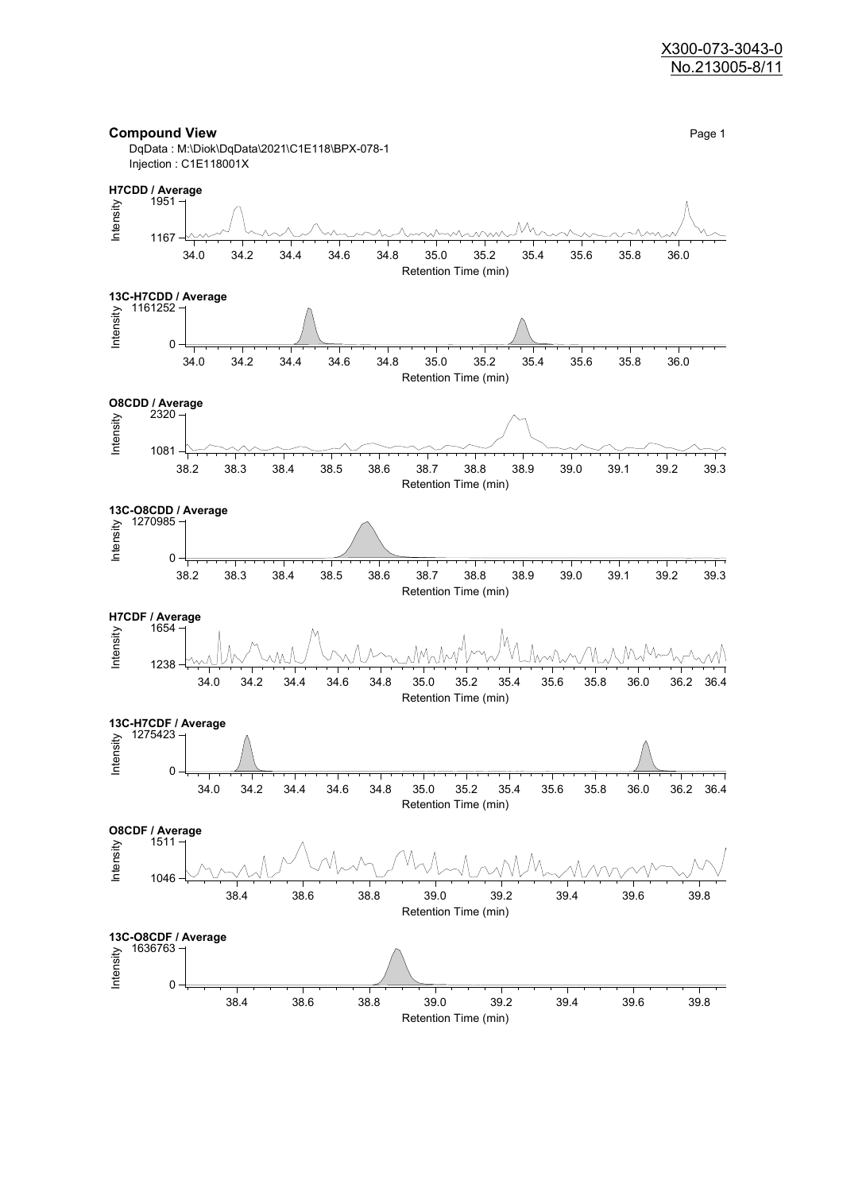## Compound View

DqData : M:\Diok\DqData\2021\C1E118\BPX-078-1
Injection : C1E118001X

**H7CDD / Average**

Intensity: 1167 – 1951
Retention Time (min): 34.0 – 36.0

**13C-H7CDD / Average**

Intensity: 0 – 1161252
Retention Time (min): 34.0 – 36.0

**O8CDD / Average**

Intensity: 1081 – 2320
Retention Time (min): 38.2 – 39.3

**13C-O8CDD / Average**

Intensity: 0 – 1270985
Retention Time (min): 38.2 – 39.3

**H7CDF / Average**

Intensity: 1238 – 1654
Retention Time (min): 34.0 – 36.4

**13C-H7CDF / Average**

Intensity: 0 – 1275423
Retention Time (min): 34.0 – 36.4

**O8CDF / Average**

Intensity: 1046 – 1511
Retention Time (min): 38.4 – 39.8

**13C-O8CDF / Average**

Intensity: 0 – 1636763
Retention Time (min): 38.4 – 39.8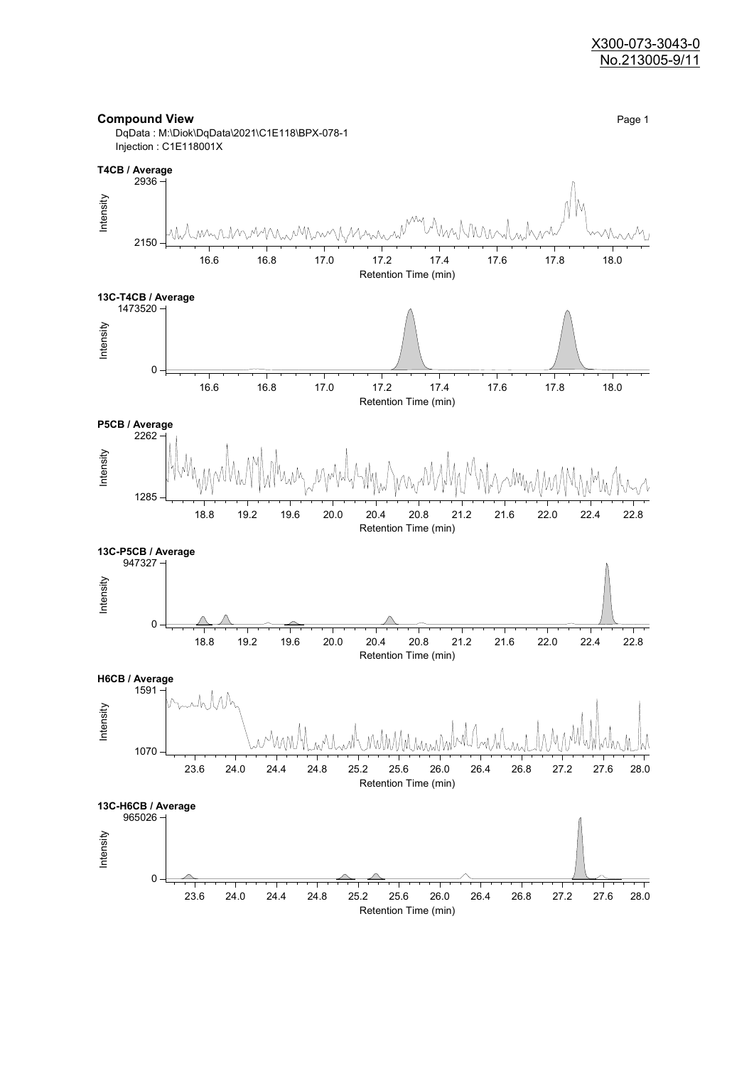X300-073-3043-0
No.213005-9/11

## Compound View

DqData : M:\Diok\DqData\2021\C1E118\BPX-078-1
Injection : C1E118001X

**T4CB / Average**

Intensity: 2150 – 2936
Retention Time (min): 16.6, 16.8, 17.0, 17.2, 17.4, 17.6, 17.8, 18.0

**13C-T4CB / Average**

Intensity: 0 – 1473520
Retention Time (min): 16.6, 16.8, 17.0, 17.2, 17.4, 17.6, 17.8, 18.0

**P5CB / Average**

Intensity: 1285 – 2262
Retention Time (min): 18.8, 19.2, 19.6, 20.0, 20.4, 20.8, 21.2, 21.6, 22.0, 22.4, 22.8

**13C-P5CB / Average**

Intensity: 0 – 947327
Retention Time (min): 18.8, 19.2, 19.6, 20.0, 20.4, 20.8, 21.2, 21.6, 22.0, 22.4, 22.8

**H6CB / Average**

Intensity: 1070 – 1591
Retention Time (min): 23.6, 24.0, 24.4, 24.8, 25.2, 25.6, 26.0, 26.4, 26.8, 27.2, 27.6, 28.0

**13C-H6CB / Average**

Intensity: 0 – 965026
Retention Time (min): 23.6, 24.0, 24.4, 24.8, 25.2, 25.6, 26.0, 26.4, 26.8, 27.2, 27.6, 28.0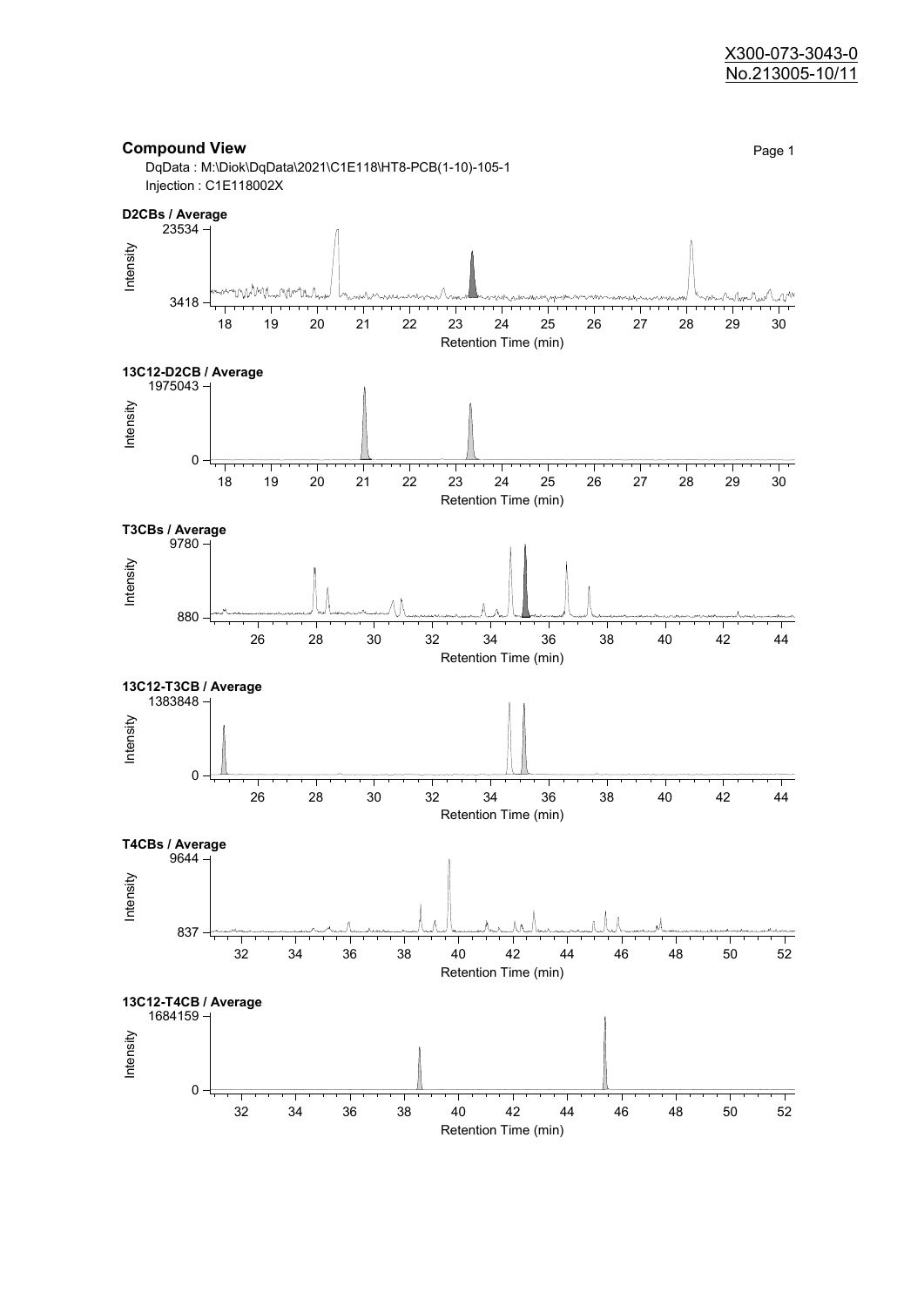X300-073-3043-0
No.213005-10/11

## Compound View

DqData : M:\Diok\DqData\2021\C1E118\HT8-PCB(1-10)-105-1
Injection : C1E118002X

**D2CBs / Average**

Intensity: 3418 – 23534
Retention Time (min): 18 – 30

**13C12-D2CB / Average**

Intensity: 0 – 1975043
Retention Time (min): 18 – 30

**T3CBs / Average**

Intensity: 880 – 9780
Retention Time (min): 26 – 44

**13C12-T3CB / Average**

Intensity: 0 – 1383848
Retention Time (min): 26 – 44

**T4CBs / Average**

Intensity: 837 – 9644
Retention Time (min): 32 – 52

**13C12-T4CB / Average**

Intensity: 0 – 1684159
Retention Time (min): 32 – 52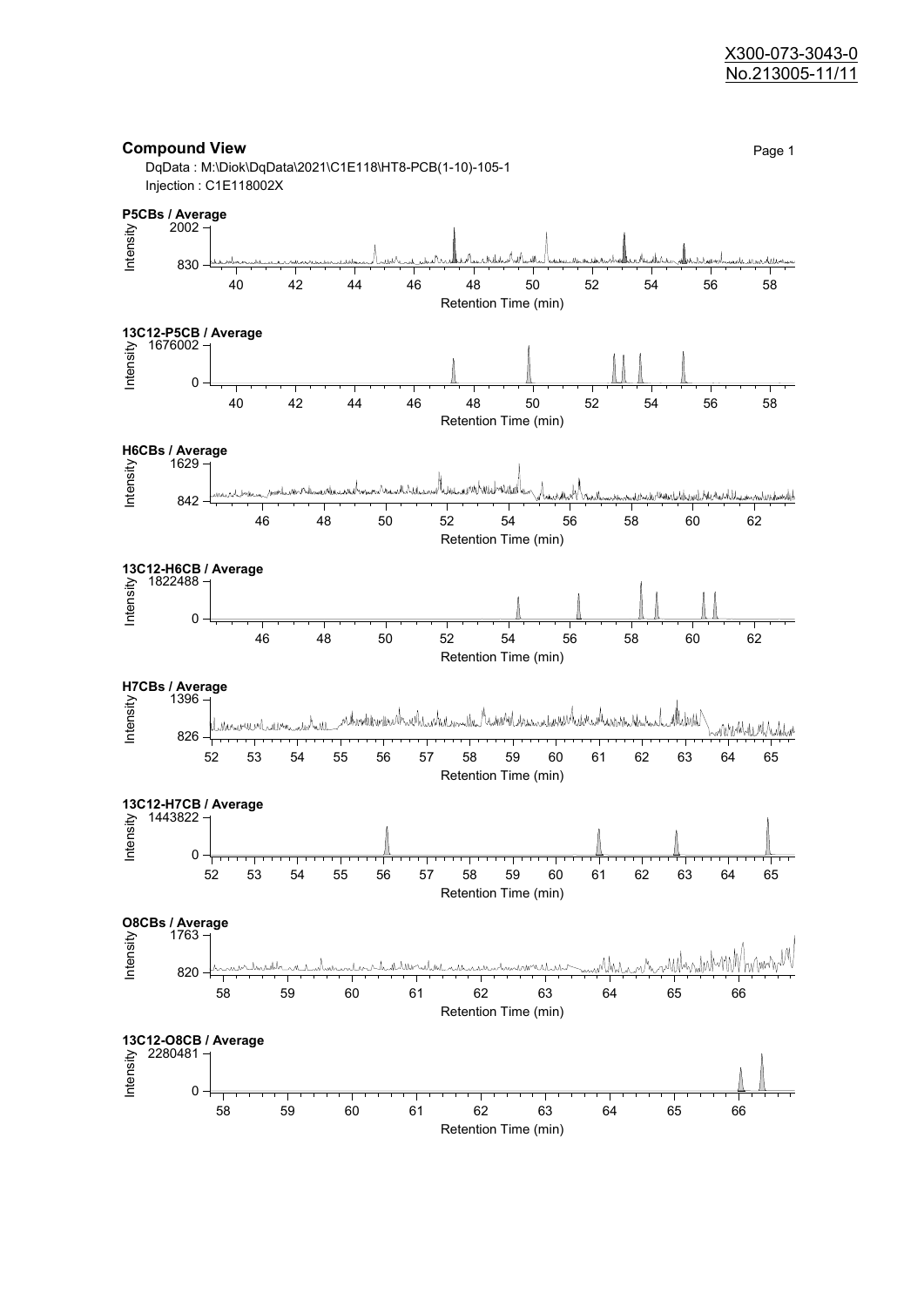X300-073-3043-0
No.213005-11/11

**Compound View**

Page 1

DqData : M:\Diok\DqData\2021\C1E118\HT8-PCB(1-10)-105-1
Injection : C1E118002X

**P5CBs / Average**

Intensity
2002
830
40 42 44 46 48 50 52 54 56 58
Retention Time (min)

**13C12-P5CB / Average**

Intensity
1676002
0
40 42 44 46 48 50 52 54 56 58
Retention Time (min)

**H6CBs / Average**

Intensity
1629
842
46 48 50 52 54 56 58 60 62
Retention Time (min)

**13C12-H6CB / Average**

Intensity
1822488
0
46 48 50 52 54 56 58 60 62
Retention Time (min)

**H7CBs / Average**

Intensity
1396
826
52 53 54 55 56 57 58 59 60 61 62 63 64 65
Retention Time (min)

**13C12-H7CB / Average**

Intensity
1443822
0
52 53 54 55 56 57 58 59 60 61 62 63 64 65
Retention Time (min)

**O8CBs / Average**

Intensity
1763
820
58 59 60 61 62 63 64 65 66
Retention Time (min)

**13C12-O8CB / Average**

Intensity
2280481
0
58 59 60 61 62 63 64 65 66
Retention Time (min)